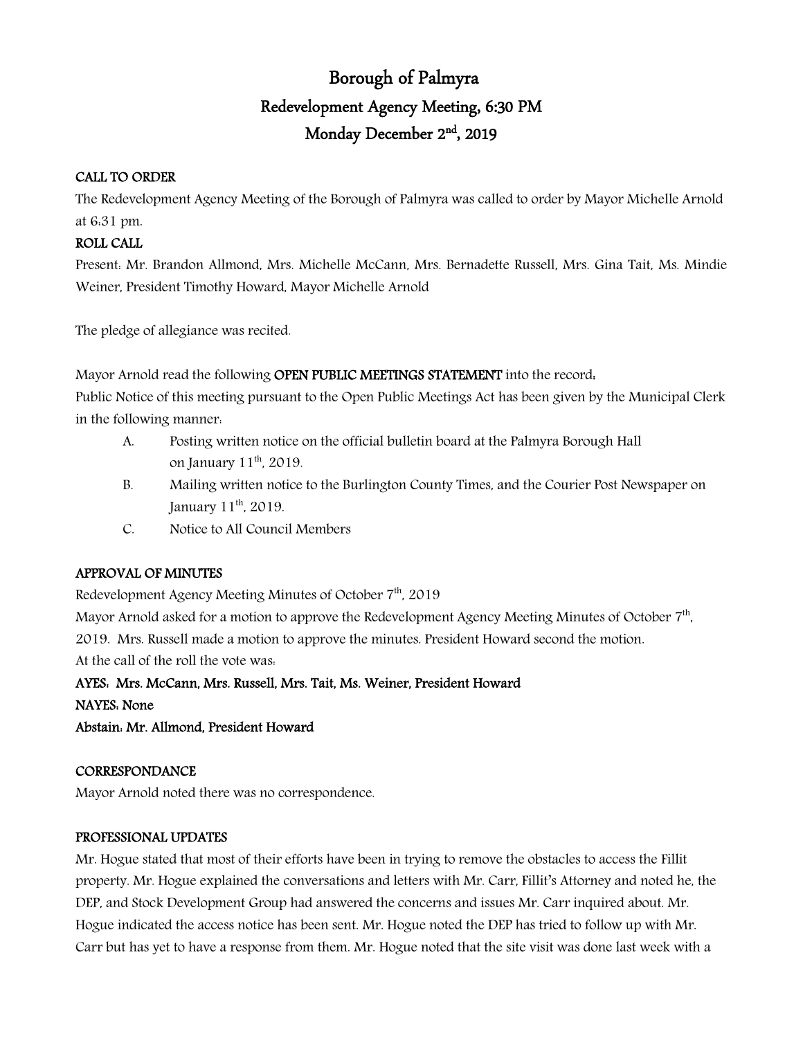# Borough of Palmyra

## Redevelopment Agency Meeting, 6:30 PM

## Monday December 2nd, 2019

**CALL TO ORDER**

The Redevelopment Agency Meeting of the Borough of Palmyra was called to order by Mayor Michelle Arnold at 6:31 pm.

**ROLL CALL**

Present: Mr. Brandon Allmond, Mrs. Michelle McCann, Mrs. Bernadette Russell, Mrs. Gina Tait, Ms. Mindie Weiner, President Timothy Howard, Mayor Michelle Arnold

The pledge of allegiance was recited.

Mayor Arnold read the following **OPEN PUBLIC MEETINGS STATEMENT** into the record:

Public Notice of this meeting pursuant to the Open Public Meetings Act has been given by the Municipal Clerk in the following manner:

A. Posting written notice on the official bulletin board at the Palmyra Borough Hall on January 11th, 2019.

B. Mailing written notice to the Burlington County Times, and the Courier Post Newspaper on January 11th, 2019.

C. Notice to All Council Members

**APPROVAL OF MINUTES**

Redevelopment Agency Meeting Minutes of October 7th, 2019

Mayor Arnold asked for a motion to approve the Redevelopment Agency Meeting Minutes of October 7th, 2019. Mrs. Russell made a motion to approve the minutes. President Howard second the motion.

At the call of the roll the vote was:

**AYES: Mrs. McCann, Mrs. Russell, Mrs. Tait, Ms. Weiner, President Howard**

**NAYES: None**

**Abstain: Mr. Allmond, President Howard**

**CORRESPONDANCE**

Mayor Arnold noted there was no correspondence.

**PROFESSIONAL UPDATES**

Mr. Hogue stated that most of their efforts have been in trying to remove the obstacles to access the Fillit property. Mr. Hogue explained the conversations and letters with Mr. Carr, Fillit's Attorney and noted he, the DEP, and Stock Development Group had answered the concerns and issues Mr. Carr inquired about. Mr. Hogue indicated the access notice has been sent. Mr. Hogue noted the DEP has tried to follow up with Mr. Carr but has yet to have a response from them. Mr. Hogue noted that the site visit was done last week with a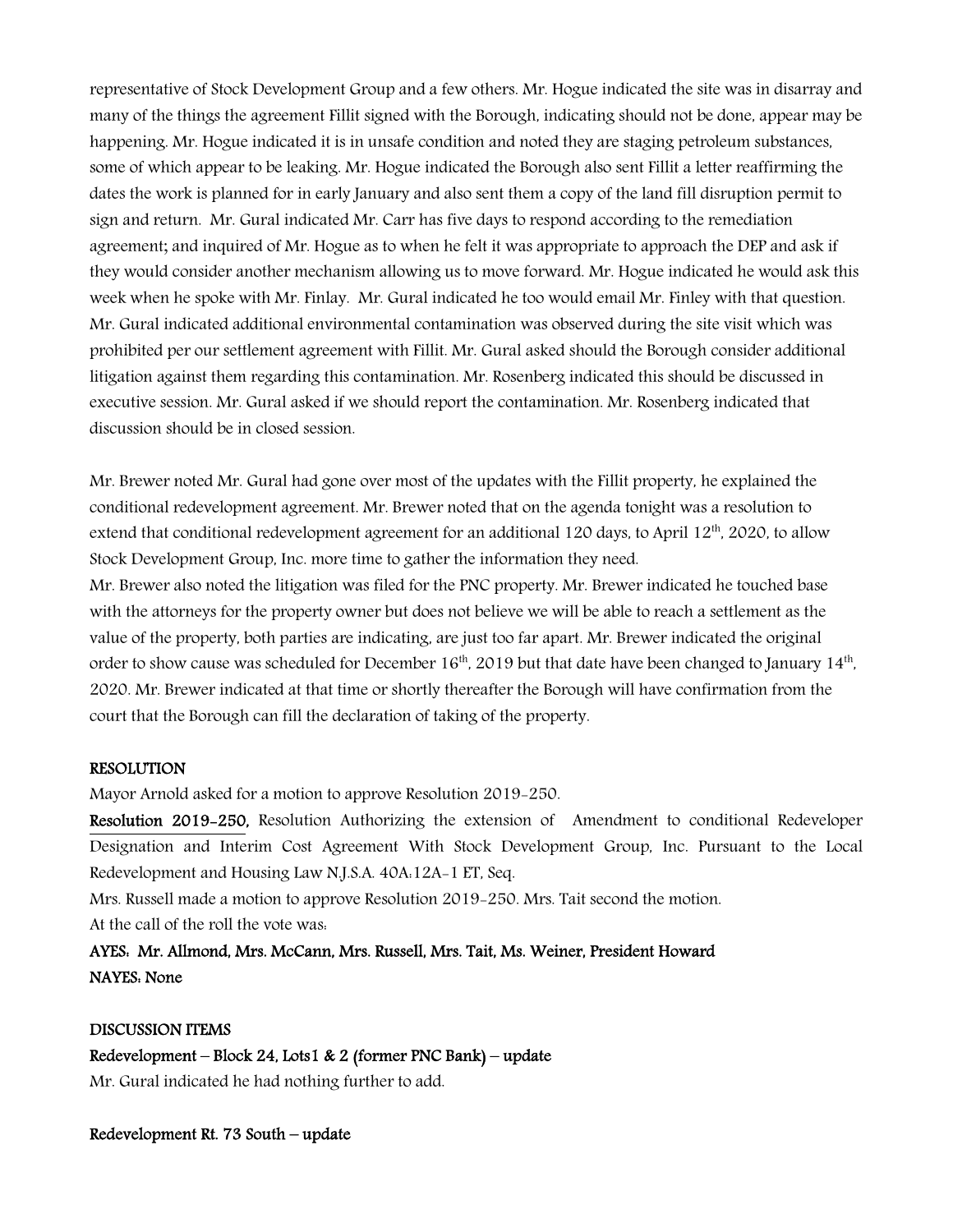representative of Stock Development Group and a few others. Mr. Hogue indicated the site was in disarray and many of the things the agreement Fillit signed with the Borough, indicating should not be done, appear may be happening. Mr. Hogue indicated it is in unsafe condition and noted they are staging petroleum substances, some of which appear to be leaking. Mr. Hogue indicated the Borough also sent Fillit a letter reaffirming the dates the work is planned for in early January and also sent them a copy of the land fill disruption permit to sign and return. Mr. Gural indicated Mr. Carr has five days to respond according to the remediation agreement; and inquired of Mr. Hogue as to when he felt it was appropriate to approach the DEP and ask if they would consider another mechanism allowing us to move forward. Mr. Hogue indicated he would ask this week when he spoke with Mr. Finlay. Mr. Gural indicated he too would email Mr. Finley with that question. Mr. Gural indicated additional environmental contamination was observed during the site visit which was prohibited per our settlement agreement with Fillit. Mr. Gural asked should the Borough consider additional litigation against them regarding this contamination. Mr. Rosenberg indicated this should be discussed in executive session. Mr. Gural asked if we should report the contamination. Mr. Rosenberg indicated that discussion should be in closed session.

Mr. Brewer noted Mr. Gural had gone over most of the updates with the Fillit property, he explained the conditional redevelopment agreement. Mr. Brewer noted that on the agenda tonight was a resolution to extend that conditional redevelopment agreement for an additional 120 days, to April 12th, 2020, to allow Stock Development Group, Inc. more time to gather the information they need.

Mr. Brewer also noted the litigation was filed for the PNC property. Mr. Brewer indicated he touched base with the attorneys for the property owner but does not believe we will be able to reach a settlement as the value of the property, both parties are indicating, are just too far apart. Mr. Brewer indicated the original order to show cause was scheduled for December 16th, 2019 but that date have been changed to January 14th, 2020. Mr. Brewer indicated at that time or shortly thereafter the Borough will have confirmation from the court that the Borough can fill the declaration of taking of the property.

**RESOLUTION**

Mayor Arnold asked for a motion to approve Resolution 2019-250.

**Resolution 2019-250,** Resolution Authorizing the extension of Amendment to conditional Redeveloper Designation and Interim Cost Agreement With Stock Development Group, Inc. Pursuant to the Local Redevelopment and Housing Law N.J.S.A. 40A:12A-1 ET, Seq.

Mrs. Russell made a motion to approve Resolution 2019-250. Mrs. Tait second the motion.

At the call of the roll the vote was:

**AYES: Mr. Allmond, Mrs. McCann, Mrs. Russell, Mrs. Tait, Ms. Weiner, President Howard**
**NAYES: None**

**DISCUSSION ITEMS**

**Redevelopment – Block 24, Lots1 & 2 (former PNC Bank) – update**

Mr. Gural indicated he had nothing further to add.

**Redevelopment Rt. 73 South – update**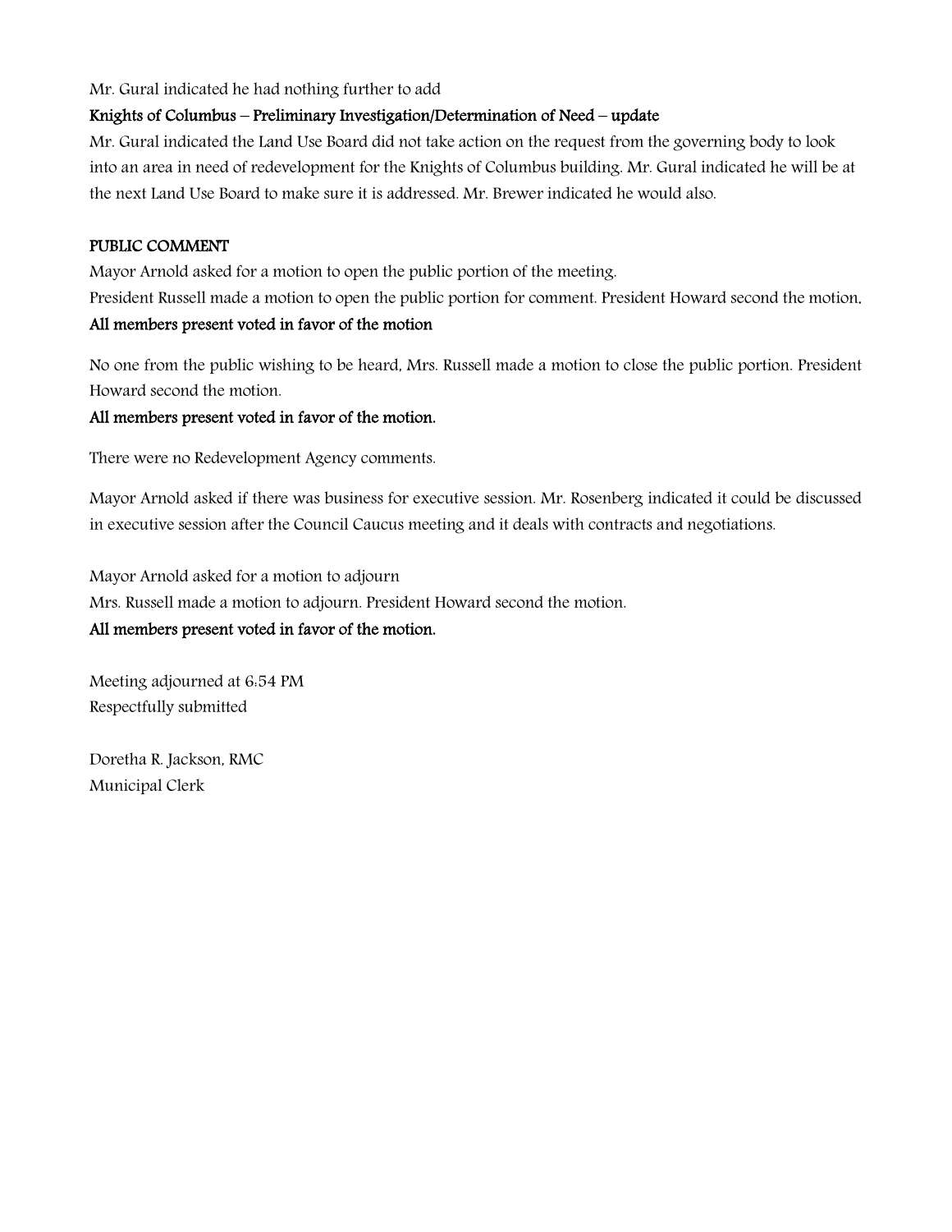Mr. Gural indicated he had nothing further to add

**Knights of Columbus – Preliminary Investigation/Determination of Need – update**

Mr. Gural indicated the Land Use Board did not take action on the request from the governing body to look into an area in need of redevelopment for the Knights of Columbus building. Mr. Gural indicated he will be at the next Land Use Board to make sure it is addressed. Mr. Brewer indicated he would also.

**PUBLIC COMMENT**

Mayor Arnold asked for a motion to open the public portion of the meeting.

President Russell made a motion to open the public portion for comment. President Howard second the motion.

**All members present voted in favor of the motion**

No one from the public wishing to be heard, Mrs. Russell made a motion to close the public portion. President Howard second the motion.

**All members present voted in favor of the motion.**

There were no Redevelopment Agency comments.

Mayor Arnold asked if there was business for executive session. Mr. Rosenberg indicated it could be discussed in executive session after the Council Caucus meeting and it deals with contracts and negotiations.

Mayor Arnold asked for a motion to adjourn

Mrs. Russell made a motion to adjourn. President Howard second the motion.

**All members present voted in favor of the motion.**

Meeting adjourned at 6:54 PM

Respectfully submitted

Doretha R. Jackson, RMC

Municipal Clerk